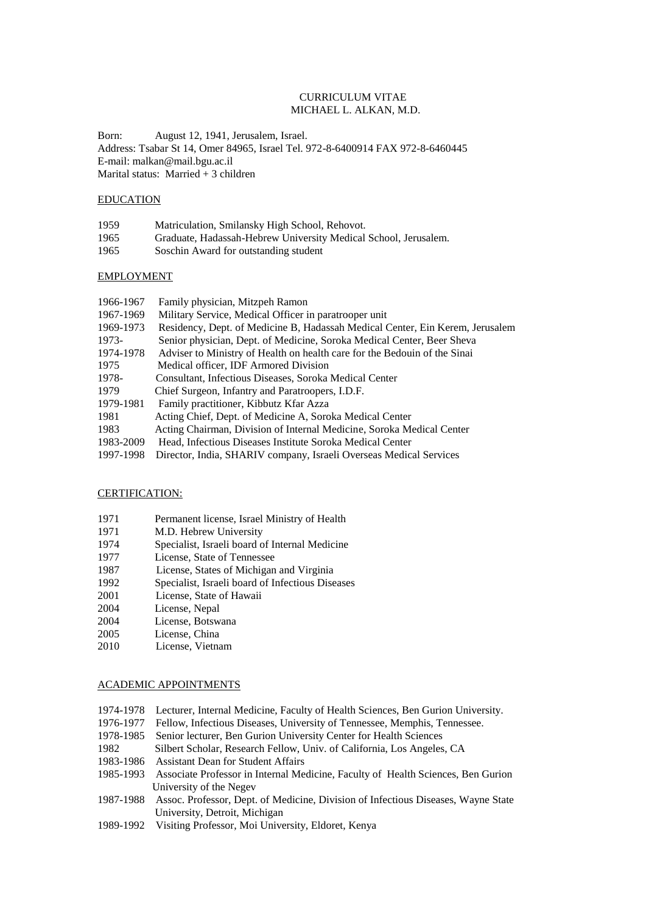# CURRICULUM VITAE
# MICHAEL L. ALKAN, M.D.

Born: August 12, 1941, Jerusalem, Israel.
Address: Tsabar St 14, Omer 84965, Israel Tel. 972-8-6400914 FAX 972-8-6460445
E-mail: malkan@mail.bgu.ac.il
Marital status: Married + 3 children

## EDUCATION

| | |
|---|---|
| 1959 | Matriculation, Smilansky High School, Rehovot. |
| 1965 | Graduate, Hadassah-Hebrew University Medical School, Jerusalem. |
| 1965 | Soschin Award for outstanding student |

## EMPLOYMENT

| | |
|---|---|
| 1966-1967 | Family physician, Mitzpeh Ramon |
| 1967-1969 | Military Service, Medical Officer in paratrooper unit |
| 1969-1973 | Residency, Dept. of Medicine B, Hadassah Medical Center, Ein Kerem, Jerusalem |
| 1973- | Senior physician, Dept. of Medicine, Soroka Medical Center, Beer Sheva |
| 1974-1978 | Adviser to Ministry of Health on health care for the Bedouin of the Sinai |
| 1975 | Medical officer, IDF Armored Division |
| 1978- | Consultant, Infectious Diseases, Soroka Medical Center |
| 1979 | Chief Surgeon, Infantry and Paratroopers, I.D.F. |
| 1979-1981 | Family practitioner, Kibbutz Kfar Azza |
| 1981 | Acting Chief, Dept. of Medicine A, Soroka Medical Center |
| 1983 | Acting Chairman, Division of Internal Medicine, Soroka Medical Center |
| 1983-2009 | Head, Infectious Diseases Institute Soroka Medical Center |
| 1997-1998 | Director, India, SHARIV company, Israeli Overseas Medical Services |

## CERTIFICATION:

| | |
|---|---|
| 1971 | Permanent license, Israel Ministry of Health |
| 1971 | M.D. Hebrew University |
| 1974 | Specialist, Israeli board of Internal Medicine |
| 1977 | License, State of Tennessee |
| 1987 | License, States of Michigan and Virginia |
| 1992 | Specialist, Israeli board of Infectious Diseases |
| 2001 | License, State of Hawaii |
| 2004 | License, Nepal |
| 2004 | License, Botswana |
| 2005 | License, China |
| 2010 | License, Vietnam |

## ACADEMIC APPOINTMENTS

| | |
|---|---|
| 1974-1978 | Lecturer, Internal Medicine, Faculty of Health Sciences, Ben Gurion University. |
| 1976-1977 | Fellow, Infectious Diseases, University of Tennessee, Memphis, Tennessee. |
| 1978-1985 | Senior lecturer, Ben Gurion University Center for Health Sciences |
| 1982 | Silbert Scholar, Research Fellow, Univ. of California, Los Angeles, CA |
| 1983-1986 | Assistant Dean for Student Affairs |
| 1985-1993 | Associate Professor in Internal Medicine, Faculty of Health Sciences, Ben Gurion University of the Negev |
| 1987-1988 | Assoc. Professor, Dept. of Medicine, Division of Infectious Diseases, Wayne State University, Detroit, Michigan |
| 1989-1992 | Visiting Professor, Moi University, Eldoret, Kenya |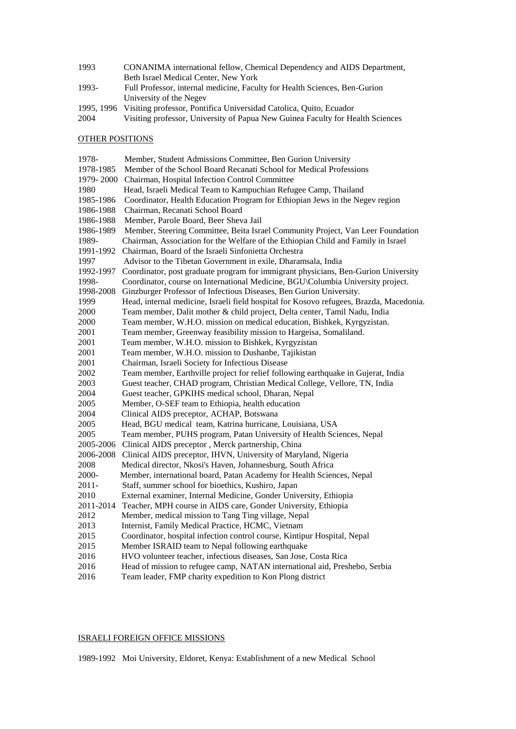1993 CONANIMA international fellow, Chemical Dependency and AIDS Department, Beth Israel Medical Center, New York

1993- Full Professor, internal medicine, Faculty for Health Sciences, Ben-Gurion University of the Negev

1995, 1996 Visiting professor, Pontifica Universidad Catolica, Quito, Ecuador

2004 Visiting professor, University of Papua New Guinea Faculty for Health Sciences

## OTHER POSITIONS

1978- Member, Student Admissions Committee, Ben Gurion University
1978-1985 Member of the School Board Recanati School for Medical Professions
1979- 2000 Chairman, Hospital Infection Control Committee
1980 Head, Israeli Medical Team to Kampuchian Refugee Camp, Thailand
1985-1986 Coordinator, Health Education Program for Ethiopian Jews in the Negev region
1986-1988 Chairman, Recanati School Board
1986-1988 Member, Parole Board, Beer Sheva Jail
1986-1989 Member, Steering Committee, Beita Israel Community Project, Van Leer Foundation
1989- Chairman, Association for the Welfare of the Ethiopian Child and Family in Israel
1991-1992 Chairman, Board of the Israeli Sinfonietta Orchestra
1997 Advisor to the Tibetan Government in exile, Dharamsala, India
1992-1997 Coordinator, post graduate program for immigrant physicians, Ben-Gurion University
1998- Coordinator, course on International Medicine, BGU\Columbia University project.
1998-2008 Ginzburger Professor of Infectious Diseases, Ben Gurion University.
1999 Head, internal medicine, Israeli field hospital for Kosovo refugees, Brazda, Macedonia.
2000 Team member, Dalit mother & child project, Delta center, Tamil Nadu, India
2000 Team member, W.H.O. mission on medical education, Bishkek, Kyrgyzistan.
2001 Team member, Greenway feasibility mission to Hargeisa, Somaliland.
2001 Team member, W.H.O. mission to Bishkek, Kyrgyzistan
2001 Team member, W.H.O. mission to Dushanbe, Tajikistan
2001 Chairman, Israeli Society for Infectious Disease
2002 Team member, Earthville project for relief following earthquake in Gujerat, India
2003 Guest teacher, CHAD program, Christian Medical College, Vellore, TN, India
2004 Guest teacher, GPKIHS medical school, Dharan, Nepal
2005 Member, O-SEF team to Ethiopia, health education
2004 Clinical AIDS preceptor, ACHAP, Botswana
2005 Head, BGU medical team, Katrina hurricane, Louisiana, USA
2005 Team member, PUHS program, Patan University of Health Sciences, Nepal
2005-2006 Clinical AIDS preceptor , Merck partnership, China
2006-2008 Clinical AIDS preceptor, IHVN, University of Maryland, Nigeria
2008 Medical director, Nkosi's Haven, Johannesburg, South Africa
2000- Member, international board, Patan Academy for Health Sciences, Nepal
2011- Staff, summer school for bioethics, Kushiro, Japan
2010 External examiner, Internal Medicine, Gonder University, Ethiopia
2011-2014 Teacher, MPH course in AIDS care, Gonder University, Ethiopia
2012 Member, medical mission to Tang Ting village, Nepal
2013 Internist, Family Medical Practice, HCMC, Vietnam
2015 Coordinator, hospital infection control course, Kintipur Hospital, Nepal
2015 Member ISRAID team to Nepal following earthquake
2016 HVO volunteer teacher, infectious diseases, San Jose, Costa Rica
2016 Head of mission to refugee camp, NATAN international aid, Preshebo, Serbia
2016 Team leader, FMP charity expedition to Kon Plong district

## ISRAELI FOREIGN OFFICE MISSIONS

1989-1992 Moi University, Eldoret, Kenya: Establishment of a new Medical School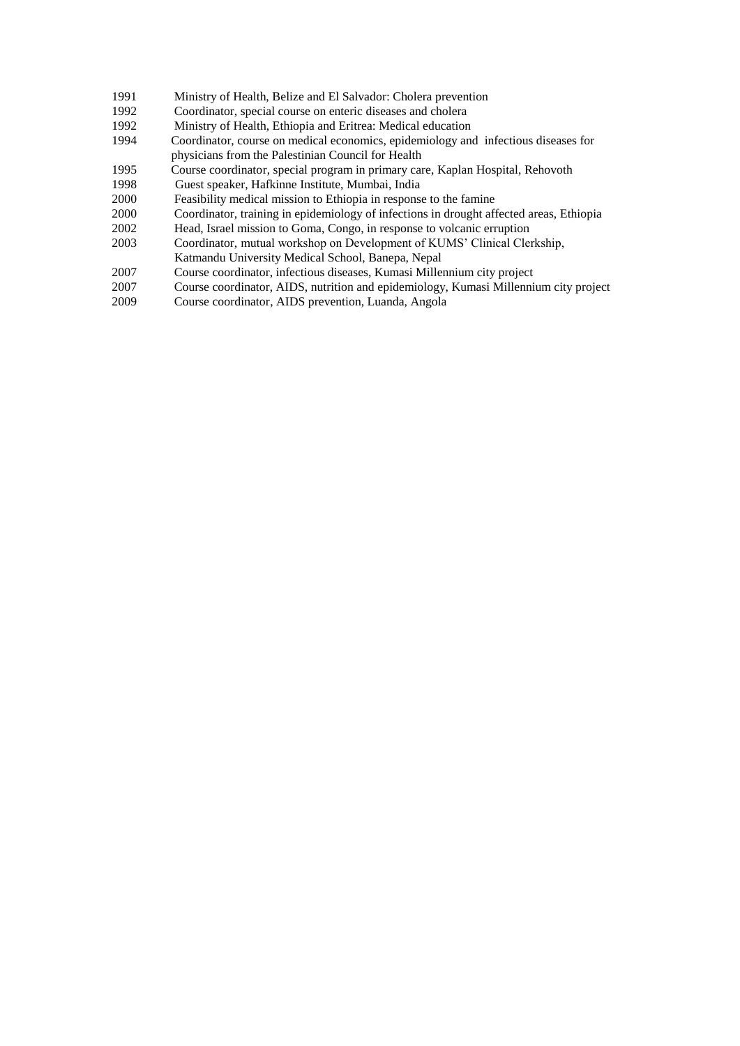1991 Ministry of Health, Belize and El Salvador: Cholera prevention
1992 Coordinator, special course on enteric diseases and cholera
1992 Ministry of Health, Ethiopia and Eritrea: Medical education
1994 Coordinator, course on medical economics, epidemiology and infectious diseases for physicians from the Palestinian Council for Health
1995 Course coordinator, special program in primary care, Kaplan Hospital, Rehovoth
1998 Guest speaker, Hafkinne Institute, Mumbai, India
2000 Feasibility medical mission to Ethiopia in response to the famine
2000 Coordinator, training in epidemiology of infections in drought affected areas, Ethiopia
2002 Head, Israel mission to Goma, Congo, in response to volcanic erruption
2003 Coordinator, mutual workshop on Development of KUMS' Clinical Clerkship, Katmandu University Medical School, Banepa, Nepal
2007 Course coordinator, infectious diseases, Kumasi Millennium city project
2007 Course coordinator, AIDS, nutrition and epidemiology, Kumasi Millennium city project
2009 Course coordinator, AIDS prevention, Luanda, Angola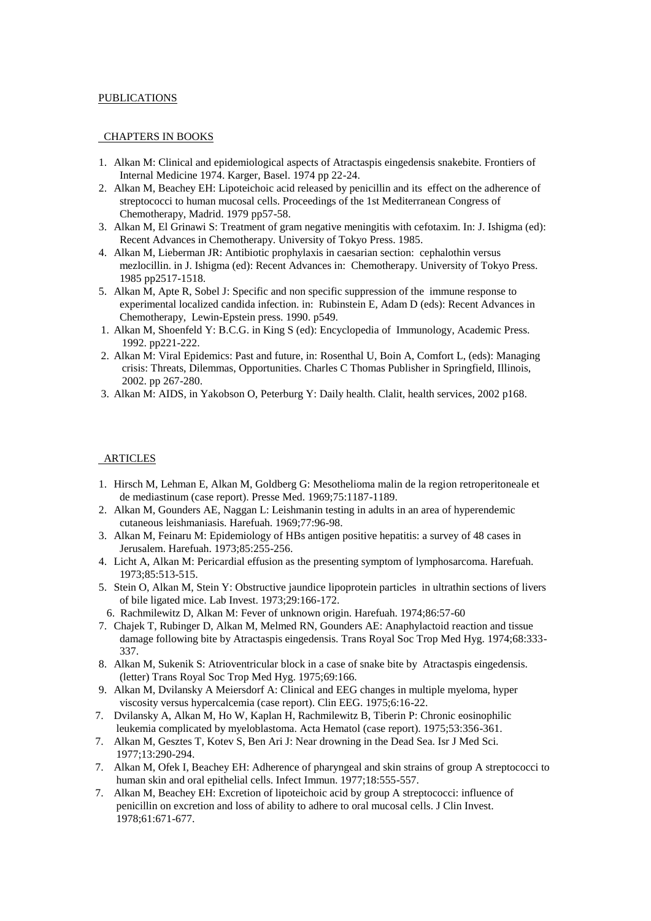PUBLICATIONS

CHAPTERS IN BOOKS

1. Alkan M: Clinical and epidemiological aspects of Atractaspis eingedensis snakebite. Frontiers of Internal Medicine 1974. Karger, Basel. 1974 pp 22-24.
2. Alkan M, Beachey EH: Lipoteichoic acid released by penicillin and its effect on the adherence of streptococci to human mucosal cells. Proceedings of the 1st Mediterranean Congress of Chemotherapy, Madrid. 1979 pp57-58.
3. Alkan M, El Grinawi S: Treatment of gram negative meningitis with cefotaxim. In: J. Ishigma (ed): Recent Advances in Chemotherapy. University of Tokyo Press. 1985.
4. Alkan M, Lieberman JR: Antibiotic prophylaxis in caesarian section: cephalothin versus mezlocillin. in J. Ishigma (ed): Recent Advances in: Chemotherapy. University of Tokyo Press. 1985 pp2517-1518.
5. Alkan M, Apte R, Sobel J: Specific and non specific suppression of the immune response to experimental localized candida infection. in: Rubinstein E, Adam D (eds): Recent Advances in Chemotherapy, Lewin-Epstein press. 1990. p549.
1. Alkan M, Shoenfeld Y: B.C.G. in King S (ed): Encyclopedia of Immunology, Academic Press. 1992. pp221-222.
2. Alkan M: Viral Epidemics: Past and future, in: Rosenthal U, Boin A, Comfort L, (eds): Managing crisis: Threats, Dilemmas, Opportunities. Charles C Thomas Publisher in Springfield, Illinois, 2002. pp 267-280.
3. Alkan M: AIDS, in Yakobson O, Peterburg Y: Daily health. Clalit, health services, 2002 p168.

ARTICLES

1. Hirsch M, Lehman E, Alkan M, Goldberg G: Mesothelioma malin de la region retroperitoneale et de mediastinum (case report). Presse Med. 1969;75:1187-1189.
2. Alkan M, Gounders AE, Naggan L: Leishmanin testing in adults in an area of hyperendemic cutaneous leishmaniasis. Harefuah. 1969;77:96-98.
3. Alkan M, Feinaru M: Epidemiology of HBs antigen positive hepatitis: a survey of 48 cases in Jerusalem. Harefuah. 1973;85:255-256.
4. Licht A, Alkan M: Pericardial effusion as the presenting symptom of lymphosarcoma. Harefuah. 1973;85:513-515.
5. Stein O, Alkan M, Stein Y: Obstructive jaundice lipoprotein particles in ultrathin sections of livers of bile ligated mice. Lab Invest. 1973;29:166-172.
6. Rachmilewitz D, Alkan M: Fever of unknown origin. Harefuah. 1974;86:57-60
7. Chajek T, Rubinger D, Alkan M, Melmed RN, Gounders AE: Anaphylactoid reaction and tissue damage following bite by Atractaspis eingedensis. Trans Royal Soc Trop Med Hyg. 1974;68:333-337.
8. Alkan M, Sukenik S: Atrioventricular block in a case of snake bite by Atractaspis eingedensis. (letter) Trans Royal Soc Trop Med Hyg. 1975;69:166.
9. Alkan M, Dvilansky A Meiersdorf A: Clinical and EEG changes in multiple myeloma, hyper viscosity versus hypercalcemia (case report). Clin EEG. 1975;6:16-22.
7. Dvilansky A, Alkan M, Ho W, Kaplan H, Rachmilewitz B, Tiberin P: Chronic eosinophilic leukemia complicated by myeloblastoma. Acta Hematol (case report). 1975;53:356-361.
7. Alkan M, Gesztes T, Kotev S, Ben Ari J: Near drowning in the Dead Sea. Isr J Med Sci. 1977;13:290-294.
7. Alkan M, Ofek I, Beachey EH: Adherence of pharyngeal and skin strains of group A streptococci to human skin and oral epithelial cells. Infect Immun. 1977;18:555-557.
7. Alkan M, Beachey EH: Excretion of lipoteichoic acid by group A streptococci: influence of penicillin on excretion and loss of ability to adhere to oral mucosal cells. J Clin Invest. 1978;61:671-677.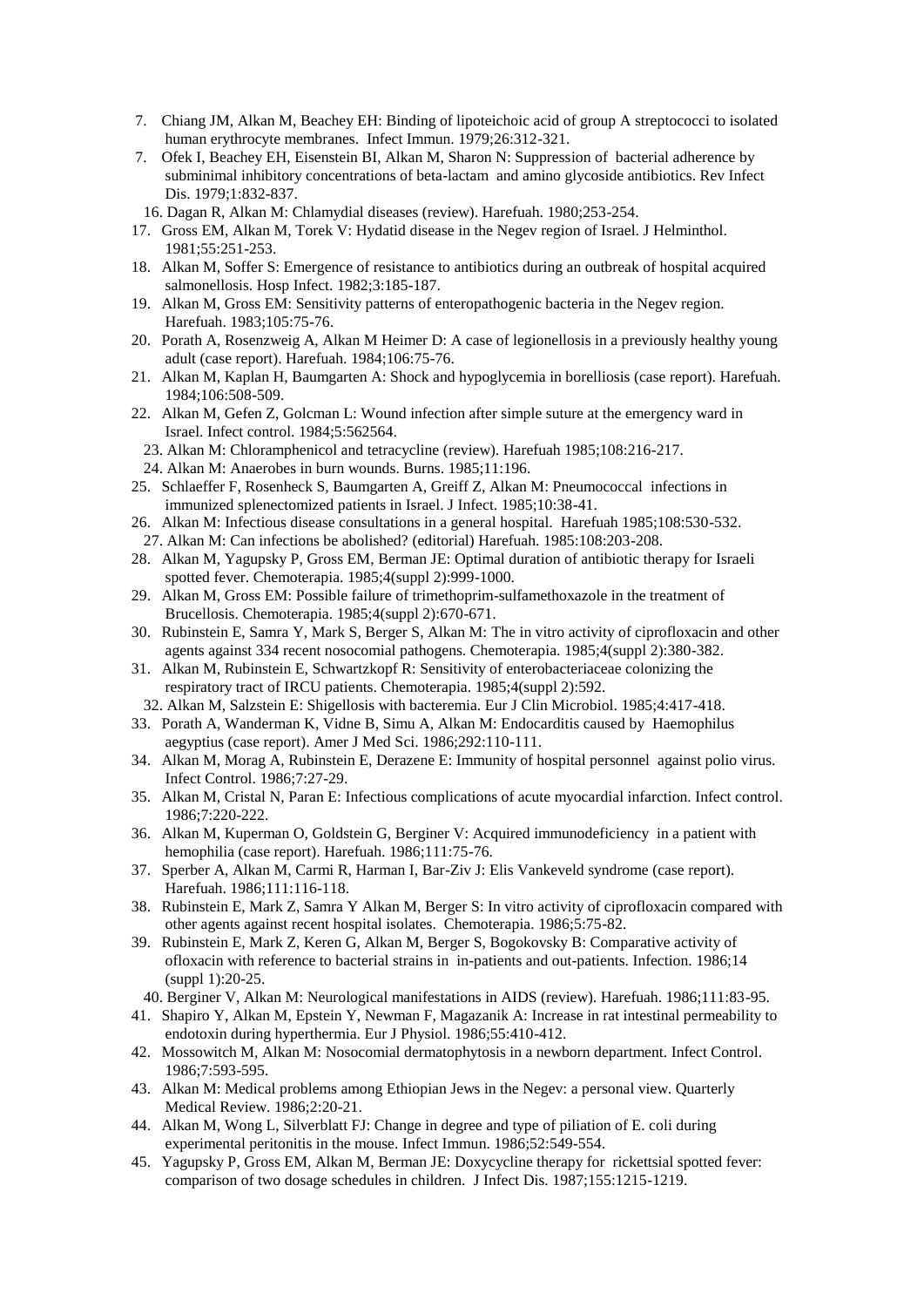7. Chiang JM, Alkan M, Beachey EH: Binding of lipoteichoic acid of group A streptococci to isolated human erythrocyte membranes. Infect Immun. 1979;26:312-321.
7. Ofek I, Beachey EH, Eisenstein BI, Alkan M, Sharon N: Suppression of bacterial adherence by subminimal inhibitory concentrations of beta-lactam and amino glycoside antibiotics. Rev Infect Dis. 1979;1:832-837.
16. Dagan R, Alkan M: Chlamydial diseases (review). Harefuah. 1980;253-254.
17. Gross EM, Alkan M, Torek V: Hydatid disease in the Negev region of Israel. J Helminthol. 1981;55:251-253.
18. Alkan M, Soffer S: Emergence of resistance to antibiotics during an outbreak of hospital acquired salmonellosis. Hosp Infect. 1982;3:185-187.
19. Alkan M, Gross EM: Sensitivity patterns of enteropathogenic bacteria in the Negev region. Harefuah. 1983;105:75-76.
20. Porath A, Rosenzweig A, Alkan M Heimer D: A case of legionellosis in a previously healthy young adult (case report). Harefuah. 1984;106:75-76.
21. Alkan M, Kaplan H, Baumgarten A: Shock and hypoglycemia in borelliosis (case report). Harefuah. 1984;106:508-509.
22. Alkan M, Gefen Z, Golcman L: Wound infection after simple suture at the emergency ward in Israel. Infect control. 1984;5:562564.
23. Alkan M: Chloramphenicol and tetracycline (review). Harefuah 1985;108:216-217.
24. Alkan M: Anaerobes in burn wounds. Burns. 1985;11:196.
25. Schlaeffer F, Rosenheck S, Baumgarten A, Greiff Z, Alkan M: Pneumococcal infections in immunized splenectomized patients in Israel. J Infect. 1985;10:38-41.
26. Alkan M: Infectious disease consultations in a general hospital. Harefuah 1985;108:530-532.
27. Alkan M: Can infections be abolished? (editorial) Harefuah. 1985:108:203-208.
28. Alkan M, Yagupsky P, Gross EM, Berman JE: Optimal duration of antibiotic therapy for Israeli spotted fever. Chemoterapia. 1985;4(suppl 2):999-1000.
29. Alkan M, Gross EM: Possible failure of trimethoprim-sulfamethoxazole in the treatment of Brucellosis. Chemoterapia. 1985;4(suppl 2):670-671.
30. Rubinstein E, Samra Y, Mark S, Berger S, Alkan M: The in vitro activity of ciprofloxacin and other agents against 334 recent nosocomial pathogens. Chemoterapia. 1985;4(suppl 2):380-382.
31. Alkan M, Rubinstein E, Schwartzkopf R: Sensitivity of enterobacteriaceae colonizing the respiratory tract of IRCU patients. Chemoterapia. 1985;4(suppl 2):592.
32. Alkan M, Salzstein E: Shigellosis with bacteremia. Eur J Clin Microbiol. 1985;4:417-418.
33. Porath A, Wanderman K, Vidne B, Simu A, Alkan M: Endocarditis caused by Haemophilus aegyptius (case report). Amer J Med Sci. 1986;292:110-111.
34. Alkan M, Morag A, Rubinstein E, Derazene E: Immunity of hospital personnel against polio virus. Infect Control. 1986;7:27-29.
35. Alkan M, Cristal N, Paran E: Infectious complications of acute myocardial infarction. Infect control. 1986;7:220-222.
36. Alkan M, Kuperman O, Goldstein G, Berginer V: Acquired immunodeficiency in a patient with hemophilia (case report). Harefuah. 1986;111:75-76.
37. Sperber A, Alkan M, Carmi R, Harman I, Bar-Ziv J: Elis Vankeveld syndrome (case report). Harefuah. 1986;111:116-118.
38. Rubinstein E, Mark Z, Samra Y Alkan M, Berger S: In vitro activity of ciprofloxacin compared with other agents against recent hospital isolates. Chemoterapia. 1986;5:75-82.
39. Rubinstein E, Mark Z, Keren G, Alkan M, Berger S, Bogokovsky B: Comparative activity of ofloxacin with reference to bacterial strains in in-patients and out-patients. Infection. 1986;14 (suppl 1):20-25.
40. Berginer V, Alkan M: Neurological manifestations in AIDS (review). Harefuah. 1986;111:83-95.
41. Shapiro Y, Alkan M, Epstein Y, Newman F, Magazanik A: Increase in rat intestinal permeability to endotoxin during hyperthermia. Eur J Physiol. 1986;55:410-412.
42. Mossowitch M, Alkan M: Nosocomial dermatophytosis in a newborn department. Infect Control. 1986;7:593-595.
43. Alkan M: Medical problems among Ethiopian Jews in the Negev: a personal view. Quarterly Medical Review. 1986;2:20-21.
44. Alkan M, Wong L, Silverblatt FJ: Change in degree and type of piliation of E. coli during experimental peritonitis in the mouse. Infect Immun. 1986;52:549-554.
45. Yagupsky P, Gross EM, Alkan M, Berman JE: Doxycycline therapy for rickettsial spotted fever: comparison of two dosage schedules in children. J Infect Dis. 1987;155:1215-1219.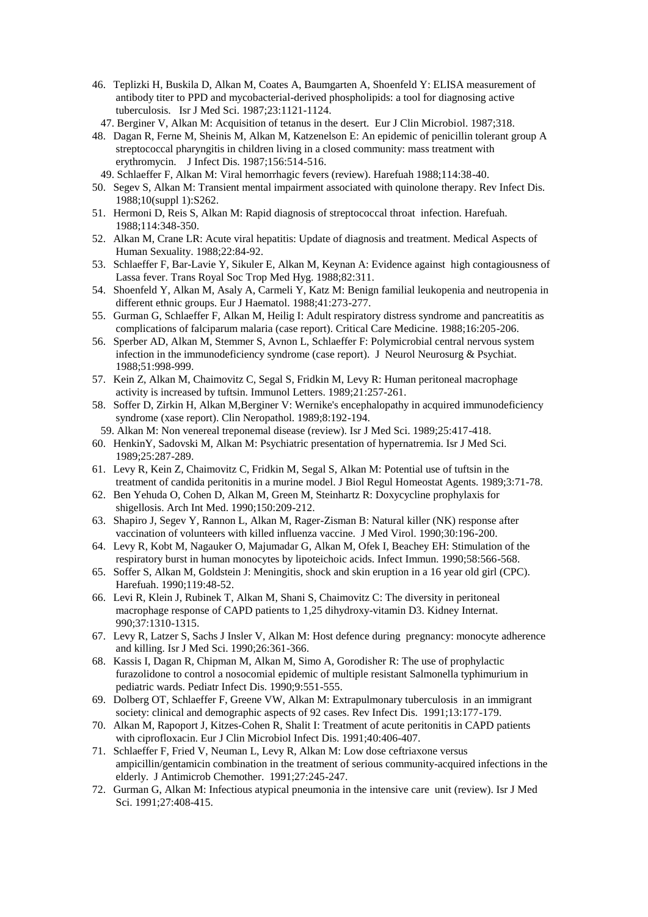46. Teplizki H, Buskila D, Alkan M, Coates A, Baumgarten A, Shoenfeld Y: ELISA measurement of antibody titer to PPD and mycobacterial-derived phospholipids: a tool for diagnosing active tuberculosis. Isr J Med Sci. 1987;23:1121-1124.
47. Berginer V, Alkan M: Acquisition of tetanus in the desert. Eur J Clin Microbiol. 1987;318.
48. Dagan R, Ferne M, Sheinis M, Alkan M, Katzenelson E: An epidemic of penicillin tolerant group A streptococcal pharyngitis in children living in a closed community: mass treatment with erythromycin. J Infect Dis. 1987;156:514-516.
49. Schlaeffer F, Alkan M: Viral hemorrhagic fevers (review). Harefuah 1988;114:38-40.
50. Segev S, Alkan M: Transient mental impairment associated with quinolone therapy. Rev Infect Dis. 1988;10(suppl 1):S262.
51. Hermoni D, Reis S, Alkan M: Rapid diagnosis of streptococcal throat infection. Harefuah. 1988;114:348-350.
52. Alkan M, Crane LR: Acute viral hepatitis: Update of diagnosis and treatment. Medical Aspects of Human Sexuality. 1988;22:84-92.
53. Schlaeffer F, Bar-Lavie Y, Sikuler E, Alkan M, Keynan A: Evidence against high contagiousness of Lassa fever. Trans Royal Soc Trop Med Hyg. 1988;82:311.
54. Shoenfeld Y, Alkan M, Asaly A, Carmeli Y, Katz M: Benign familial leukopenia and neutropenia in different ethnic groups. Eur J Haematol. 1988;41:273-277.
55. Gurman G, Schlaeffer F, Alkan M, Heilig I: Adult respiratory distress syndrome and pancreatitis as complications of falciparum malaria (case report). Critical Care Medicine. 1988;16:205-206.
56. Sperber AD, Alkan M, Stemmer S, Avnon L, Schlaeffer F: Polymicrobial central nervous system infection in the immunodeficiency syndrome (case report). J Neurol Neurosurg & Psychiat. 1988;51:998-999.
57. Kein Z, Alkan M, Chaimovitz C, Segal S, Fridkin M, Levy R: Human peritoneal macrophage activity is increased by tuftsin. Immunol Letters. 1989;21:257-261.
58. Soffer D, Zirkin H, Alkan M,Berginer V: Wernike's encephalopathy in acquired immunodeficiency syndrome (xase report). Clin Neropathol. 1989;8:192-194.
59. Alkan M: Non venereal treponemal disease (review). Isr J Med Sci. 1989;25:417-418.
60. HenkinY, Sadovski M, Alkan M: Psychiatric presentation of hypernatremia. Isr J Med Sci. 1989;25:287-289.
61. Levy R, Kein Z, Chaimovitz C, Fridkin M, Segal S, Alkan M: Potential use of tuftsin in the treatment of candida peritonitis in a murine model. J Biol Regul Homeostat Agents. 1989;3:71-78.
62. Ben Yehuda O, Cohen D, Alkan M, Green M, Steinhartz R: Doxycycline prophylaxis for shigellosis. Arch Int Med. 1990;150:209-212.
63. Shapiro J, Segev Y, Rannon L, Alkan M, Rager-Zisman B: Natural killer (NK) response after vaccination of volunteers with killed influenza vaccine. J Med Virol. 1990;30:196-200.
64. Levy R, Kobt M, Nagauker O, Majumadar G, Alkan M, Ofek I, Beachey EH: Stimulation of the respiratory burst in human monocytes by lipoteichoic acids. Infect Immun. 1990;58:566-568.
65. Soffer S, Alkan M, Goldstein J: Meningitis, shock and skin eruption in a 16 year old girl (CPC). Harefuah. 1990;119:48-52.
66. Levi R, Klein J, Rubinek T, Alkan M, Shani S, Chaimovitz C: The diversity in peritoneal macrophage response of CAPD patients to 1,25 dihydroxy-vitamin D3. Kidney Internat. 990;37:1310-1315.
67. Levy R, Latzer S, Sachs J Insler V, Alkan M: Host defence during pregnancy: monocyte adherence and killing. Isr J Med Sci. 1990;26:361-366.
68. Kassis I, Dagan R, Chipman M, Alkan M, Simo A, Gorodisher R: The use of prophylactic furazolidone to control a nosocomial epidemic of multiple resistant Salmonella typhimurium in pediatric wards. Pediatr Infect Dis. 1990;9:551-555.
69. Dolberg OT, Schlaeffer F, Greene VW, Alkan M: Extrapulmonary tuberculosis in an immigrant society: clinical and demographic aspects of 92 cases. Rev Infect Dis. 1991;13:177-179.
70. Alkan M, Rapoport J, Kitzes-Cohen R, Shalit I: Treatment of acute peritonitis in CAPD patients with ciprofloxacin. Eur J Clin Microbiol Infect Dis. 1991;40:406-407.
71. Schlaeffer F, Fried V, Neuman L, Levy R, Alkan M: Low dose ceftriaxone versus ampicillin/gentamicin combination in the treatment of serious community-acquired infections in the elderly. J Antimicrob Chemother. 1991;27:245-247.
72. Gurman G, Alkan M: Infectious atypical pneumonia in the intensive care unit (review). Isr J Med Sci. 1991;27:408-415.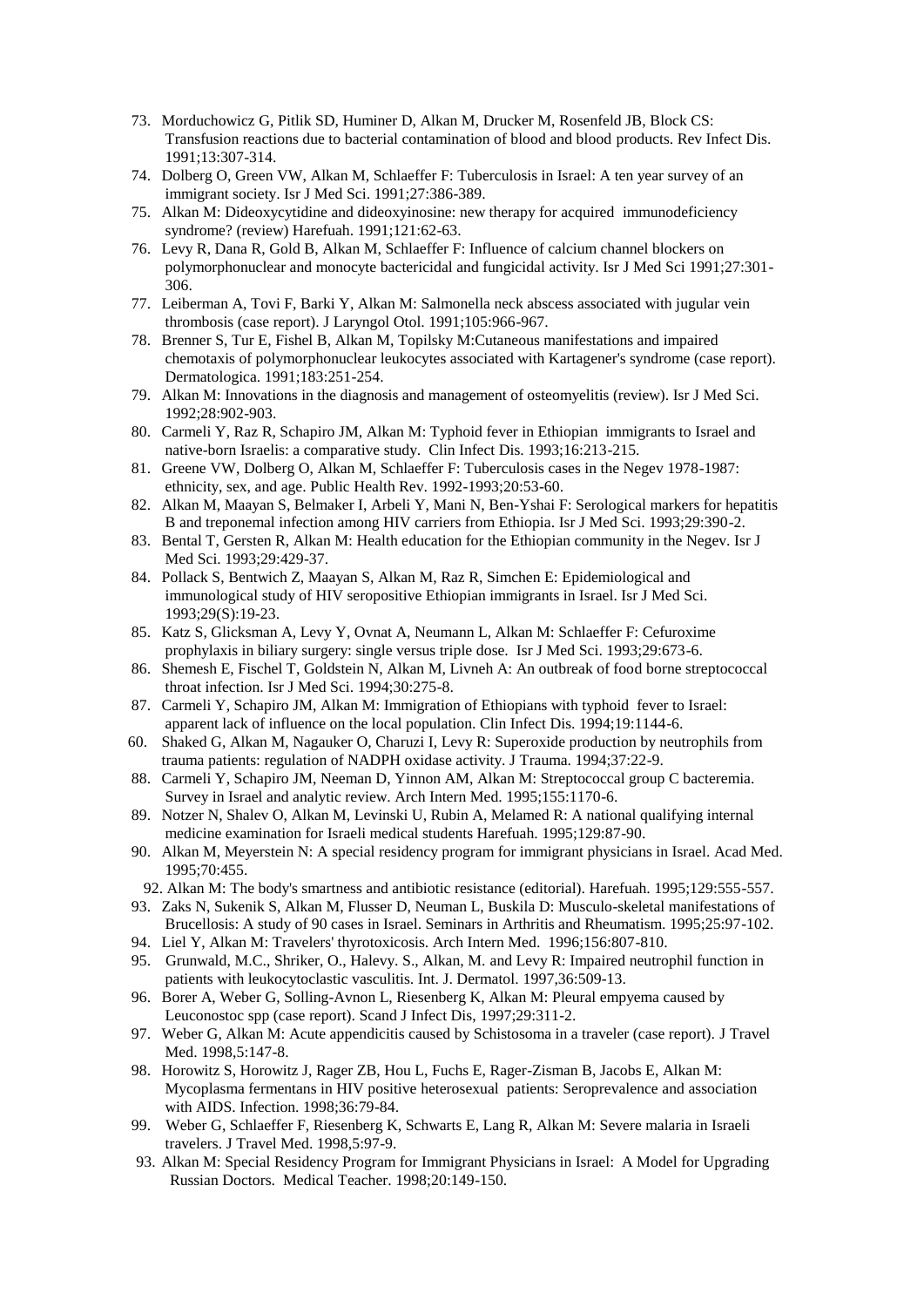73. Morduchowicz G, Pitlik SD, Huminer D, Alkan M, Drucker M, Rosenfeld JB, Block CS: Transfusion reactions due to bacterial contamination of blood and blood products. Rev Infect Dis. 1991;13:307-314.
74. Dolberg O, Green VW, Alkan M, Schlaeffer F: Tuberculosis in Israel: A ten year survey of an immigrant society. Isr J Med Sci. 1991;27:386-389.
75. Alkan M: Dideoxycytidine and dideoxyinosine: new therapy for acquired immunodeficiency syndrome? (review) Harefuah. 1991;121:62-63.
76. Levy R, Dana R, Gold B, Alkan M, Schlaeffer F: Influence of calcium channel blockers on polymorphonuclear and monocyte bactericidal and fungicidal activity. Isr J Med Sci 1991;27:301-306.
77. Leiberman A, Tovi F, Barki Y, Alkan M: Salmonella neck abscess associated with jugular vein thrombosis (case report). J Laryngol Otol. 1991;105:966-967.
78. Brenner S, Tur E, Fishel B, Alkan M, Topilsky M:Cutaneous manifestations and impaired chemotaxis of polymorphonuclear leukocytes associated with Kartagener's syndrome (case report). Dermatologica. 1991;183:251-254.
79. Alkan M: Innovations in the diagnosis and management of osteomyelitis (review). Isr J Med Sci. 1992;28:902-903.
80. Carmeli Y, Raz R, Schapiro JM, Alkan M: Typhoid fever in Ethiopian immigrants to Israel and native-born Israelis: a comparative study. Clin Infect Dis. 1993;16:213-215.
81. Greene VW, Dolberg O, Alkan M, Schlaeffer F: Tuberculosis cases in the Negev 1978-1987: ethnicity, sex, and age. Public Health Rev. 1992-1993;20:53-60.
82. Alkan M, Maayan S, Belmaker I, Arbeli Y, Mani N, Ben-Yshai F: Serological markers for hepatitis B and treponemal infection among HIV carriers from Ethiopia. Isr J Med Sci. 1993;29:390-2.
83. Bental T, Gersten R, Alkan M: Health education for the Ethiopian community in the Negev. Isr J Med Sci. 1993;29:429-37.
84. Pollack S, Bentwich Z, Maayan S, Alkan M, Raz R, Simchen E: Epidemiological and immunological study of HIV seropositive Ethiopian immigrants in Israel. Isr J Med Sci. 1993;29(S):19-23.
85. Katz S, Glicksman A, Levy Y, Ovnat A, Neumann L, Alkan M: Schlaeffer F: Cefuroxime prophylaxis in biliary surgery: single versus triple dose. Isr J Med Sci. 1993;29:673-6.
86. Shemesh E, Fischel T, Goldstein N, Alkan M, Livneh A: An outbreak of food borne streptococcal throat infection. Isr J Med Sci. 1994;30:275-8.
87. Carmeli Y, Schapiro JM, Alkan M: Immigration of Ethiopians with typhoid fever to Israel: apparent lack of influence on the local population. Clin Infect Dis. 1994;19:1144-6.

60. Shaked G, Alkan M, Nagauker O, Charuzi I, Levy R: Superoxide production by neutrophils from trauma patients: regulation of NADPH oxidase activity. J Trauma. 1994;37:22-9.

88. Carmeli Y, Schapiro JM, Neeman D, Yinnon AM, Alkan M: Streptococcal group C bacteremia. Survey in Israel and analytic review. Arch Intern Med. 1995;155:1170-6.
89. Notzer N, Shalev O, Alkan M, Levinski U, Rubin A, Melamed R: A national qualifying internal medicine examination for Israeli medical students Harefuah. 1995;129:87-90.
90. Alkan M, Meyerstein N: A special residency program for immigrant physicians in Israel. Acad Med. 1995;70:455.

92. Alkan M: The body's smartness and antibiotic resistance (editorial). Harefuah. 1995;129:555-557.
93. Zaks N, Sukenik S, Alkan M, Flusser D, Neuman L, Buskila D: Musculo-skeletal manifestations of Brucellosis: A study of 90 cases in Israel. Seminars in Arthritis and Rheumatism. 1995;25:97-102.
94. Liel Y, Alkan M: Travelers' thyrotoxicosis. Arch Intern Med. 1996;156:807-810.
95. Grunwald, M.C., Shriker, O., Halevy. S., Alkan, M. and Levy R: Impaired neutrophil function in patients with leukocytoclastic vasculitis. Int. J. Dermatol. 1997,36:509-13.
96. Borer A, Weber G, Solling-Avnon L, Riesenberg K, Alkan M: Pleural empyema caused by Leuconostoc spp (case report). Scand J Infect Dis, 1997;29:311-2.
97. Weber G, Alkan M: Acute appendicitis caused by Schistosoma in a traveler (case report). J Travel Med. 1998,5:147-8.
98. Horowitz S, Horowitz J, Rager ZB, Hou L, Fuchs E, Rager-Zisman B, Jacobs E, Alkan M: Mycoplasma fermentans in HIV positive heterosexual patients: Seroprevalence and association with AIDS. Infection. 1998;36:79-84.
99. Weber G, Schlaeffer F, Riesenberg K, Schwarts E, Lang R, Alkan M: Severe malaria in Israeli travelers. J Travel Med. 1998,5:97-9.

93. Alkan M: Special Residency Program for Immigrant Physicians in Israel: A Model for Upgrading Russian Doctors. Medical Teacher. 1998;20:149-150.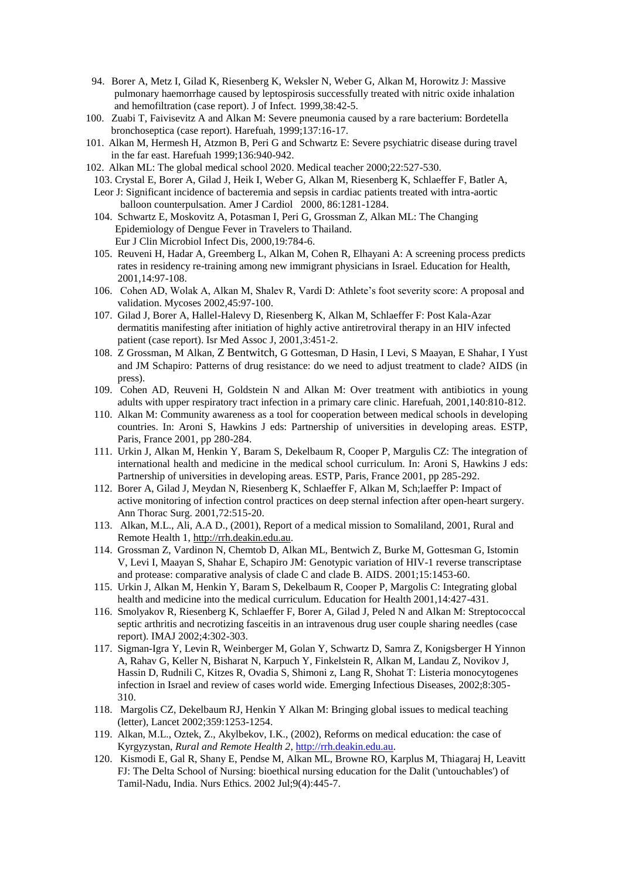94. Borer A, Metz I, Gilad K, Riesenberg K, Weksler N, Weber G, Alkan M, Horowitz J: Massive pulmonary haemorrhage caused by leptospirosis successfully treated with nitric oxide inhalation and hemofiltration (case report). J of Infect. 1999,38:42-5.
100. Zuabi T, Faivisevitz A and Alkan M: Severe pneumonia caused by a rare bacterium: Bordetella bronchoseptica (case report). Harefuah, 1999;137:16-17.
101. Alkan M, Hermesh H, Atzmon B, Peri G and Schwartz E: Severe psychiatric disease during travel in the far east. Harefuah 1999;136:940-942.
102. Alkan ML: The global medical school 2020. Medical teacher 2000;22:527-530.
103. Crystal E, Borer A, Gilad J, Heik I, Weber G, Alkan M, Riesenberg K, Schlaeffer F, Batler A, Leor J: Significant incidence of bacteremia and sepsis in cardiac patients treated with intra-aortic balloon counterpulsation. Amer J Cardiol 2000, 86:1281-1284.
104. Schwartz E, Moskovitz A, Potasman I, Peri G, Grossman Z, Alkan ML: The Changing Epidemiology of Dengue Fever in Travelers to Thailand. Eur J Clin Microbiol Infect Dis, 2000,19:784-6.
105. Reuveni H, Hadar A, Greemberg L, Alkan M, Cohen R, Elhayani A: A screening process predicts rates in residency re-training among new immigrant physicians in Israel. Education for Health, 2001,14:97-108.
106. Cohen AD, Wolak A, Alkan M, Shalev R, Vardi D: Athlete's foot severity score: A proposal and validation. Mycoses 2002,45:97-100.
107. Gilad J, Borer A, Hallel-Halevy D, Riesenberg K, Alkan M, Schlaeffer F: Post Kala-Azar dermatitis manifesting after initiation of highly active antiretroviral therapy in an HIV infected patient (case report). Isr Med Assoc J, 2001,3:451-2.
108. Z Grossman, M Alkan, Z Bentwitch, G Gottesman, D Hasin, I Levi, S Maayan, E Shahar, I Yust and JM Schapiro: Patterns of drug resistance: do we need to adjust treatment to clade? AIDS (in press).
109. Cohen AD, Reuveni H, Goldstein N and Alkan M: Over treatment with antibiotics in young adults with upper respiratory tract infection in a primary care clinic. Harefuah, 2001,140:810-812.
110. Alkan M: Community awareness as a tool for cooperation between medical schools in developing countries. In: Aroni S, Hawkins J eds: Partnership of universities in developing areas. ESTP, Paris, France 2001, pp 280-284.
111. Urkin J, Alkan M, Henkin Y, Baram S, Dekelbaum R, Cooper P, Margulis CZ: The integration of international health and medicine in the medical school curriculum. In: Aroni S, Hawkins J eds: Partnership of universities in developing areas. ESTP, Paris, France 2001, pp 285-292.
112. Borer A, Gilad J, Meydan N, Riesenberg K, Schlaeffer F, Alkan M, Sch;laeffer P: Impact of active monitoring of infection control practices on deep sternal infection after open-heart surgery. Ann Thorac Surg. 2001,72:515-20.
113. Alkan, M.L., Ali, A.A D., (2001), Report of a medical mission to Somaliland, 2001, Rural and Remote Health 1, http://rrh.deakin.edu.au.
114. Grossman Z, Vardinon N, Chemtob D, Alkan ML, Bentwich Z, Burke M, Gottesman G, Istomin V, Levi I, Maayan S, Shahar E, Schapiro JM: Genotypic variation of HIV-1 reverse transcriptase and protease: comparative analysis of clade C and clade B. AIDS. 2001;15:1453-60.
115. Urkin J, Alkan M, Henkin Y, Baram S, Dekelbaum R, Cooper P, Margolis C: Integrating global health and medicine into the medical curriculum. Education for Health 2001,14:427-431.
116. Smolyakov R, Riesenberg K, Schlaeffer F, Borer A, Gilad J, Peled N and Alkan M: Streptococcal septic arthritis and necrotizing fasceitis in an intravenous drug user couple sharing needles (case report). IMAJ 2002;4:302-303.
117. Sigman-Igra Y, Levin R, Weinberger M, Golan Y, Schwartz D, Samra Z, Konigsberger H Yinnon A, Rahav G, Keller N, Bisharat N, Karpuch Y, Finkelstein R, Alkan M, Landau Z, Novikov J, Hassin D, Rudnili C, Kitzes R, Ovadia S, Shimoni z, Lang R, Shohat T: Listeria monocytogenes infection in Israel and review of cases world wide. Emerging Infectious Diseases, 2002;8:305-310.
118. Margolis CZ, Dekelbaum RJ, Henkin Y Alkan M: Bringing global issues to medical teaching (letter), Lancet 2002;359:1253-1254.
119. Alkan, M.L., Oztek, Z., Akylbekov, I.K., (2002), Reforms on medical education: the case of Kyrgyzystan, *Rural and Remote Health 2*, http://rrh.deakin.edu.au.
120. Kismodi E, Gal R, Shany E, Pendse M, Alkan ML, Browne RO, Karplus M, Thiagaraj H, Leavitt FJ: The Delta School of Nursing: bioethical nursing education for the Dalit ('untouchables') of Tamil-Nadu, India. Nurs Ethics. 2002 Jul;9(4):445-7.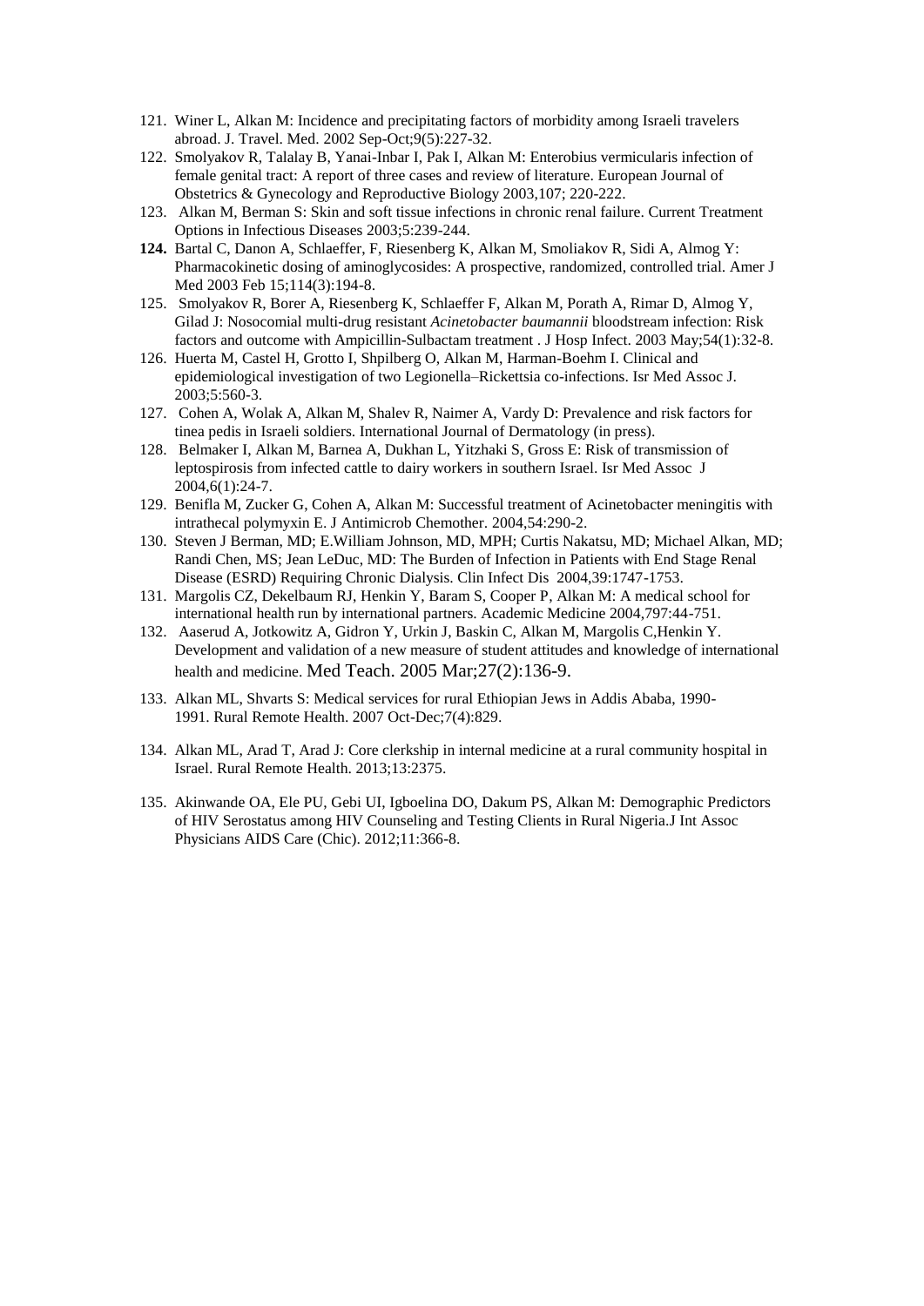121. Winer L, Alkan M: Incidence and precipitating factors of morbidity among Israeli travelers abroad. J. Travel. Med. 2002 Sep-Oct;9(5):227-32.
122. Smolyakov R, Talalay B, Yanai-Inbar I, Pak I, Alkan M: Enterobius vermicularis infection of female genital tract: A report of three cases and review of literature. European Journal of Obstetrics & Gynecology and Reproductive Biology 2003,107; 220-222.
123. Alkan M, Berman S: Skin and soft tissue infections in chronic renal failure. Current Treatment Options in Infectious Diseases 2003;5:239-244.
124. Bartal C, Danon A, Schlaeffer, F, Riesenberg K, Alkan M, Smoliakov R, Sidi A, Almog Y: Pharmacokinetic dosing of aminoglycosides: A prospective, randomized, controlled trial. Amer J Med 2003 Feb 15;114(3):194-8.
125. Smolyakov R, Borer A, Riesenberg K, Schlaeffer F, Alkan M, Porath A, Rimar D, Almog Y, Gilad J: Nosocomial multi-drug resistant *Acinetobacter baumannii* bloodstream infection: Risk factors and outcome with Ampicillin-Sulbactam treatment . J Hosp Infect. 2003 May;54(1):32-8.
126. Huerta M, Castel H, Grotto I, Shpilberg O, Alkan M, Harman-Boehm I. Clinical and epidemiological investigation of two Legionella–Rickettsia co-infections. Isr Med Assoc J. 2003;5:560-3.
127. Cohen A, Wolak A, Alkan M, Shalev R, Naimer A, Vardy D: Prevalence and risk factors for tinea pedis in Israeli soldiers. International Journal of Dermatology (in press).
128. Belmaker I, Alkan M, Barnea A, Dukhan L, Yitzhaki S, Gross E: Risk of transmission of leptospirosis from infected cattle to dairy workers in southern Israel. Isr Med Assoc J 2004,6(1):24-7.
129. Benifla M, Zucker G, Cohen A, Alkan M: Successful treatment of Acinetobacter meningitis with intrathecal polymyxin E. J Antimicrob Chemother. 2004,54:290-2.
130. Steven J Berman, MD; E.William Johnson, MD, MPH; Curtis Nakatsu, MD; Michael Alkan, MD; Randi Chen, MS; Jean LeDuc, MD: The Burden of Infection in Patients with End Stage Renal Disease (ESRD) Requiring Chronic Dialysis. Clin Infect Dis 2004,39:1747-1753.
131. Margolis CZ, Dekelbaum RJ, Henkin Y, Baram S, Cooper P, Alkan M: A medical school for international health run by international partners. Academic Medicine 2004,797:44-751.
132. Aaserud A, Jotkowitz A, Gidron Y, Urkin J, Baskin C, Alkan M, Margolis C,Henkin Y. Development and validation of a new measure of student attitudes and knowledge of international health and medicine. Med Teach. 2005 Mar;27(2):136-9.
133. Alkan ML, Shvarts S: Medical services for rural Ethiopian Jews in Addis Ababa, 1990-1991. Rural Remote Health. 2007 Oct-Dec;7(4):829.
134. Alkan ML, Arad T, Arad J: Core clerkship in internal medicine at a rural community hospital in Israel. Rural Remote Health. 2013;13:2375.
135. Akinwande OA, Ele PU, Gebi UI, Igboelina DO, Dakum PS, Alkan M: Demographic Predictors of HIV Serostatus among HIV Counseling and Testing Clients in Rural Nigeria.J Int Assoc Physicians AIDS Care (Chic). 2012;11:366-8.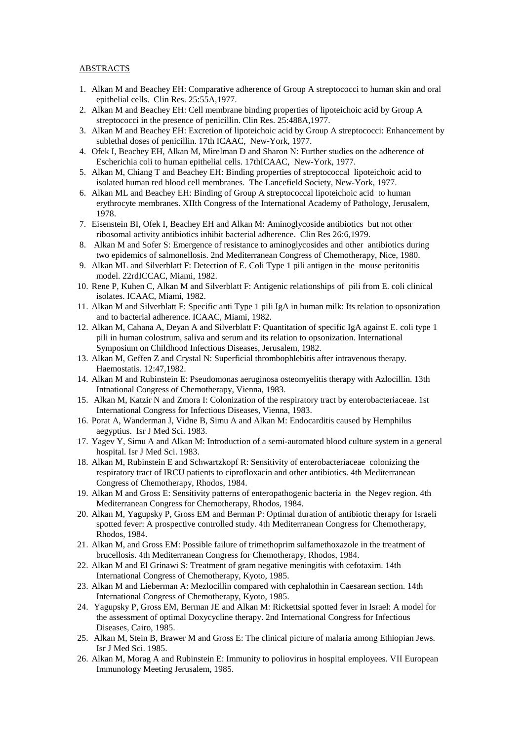ABSTRACTS

1. Alkan M and Beachey EH: Comparative adherence of Group A streptococci to human skin and oral epithelial cells. Clin Res. 25:55A,1977.
2. Alkan M and Beachey EH: Cell membrane binding properties of lipoteichoic acid by Group A streptococci in the presence of penicillin. Clin Res. 25:488A,1977.
3. Alkan M and Beachey EH: Excretion of lipoteichoic acid by Group A streptococci: Enhancement by sublethal doses of penicillin. 17th ICAAC, New-York, 1977.
4. Ofek I, Beachey EH, Alkan M, Mirelman D and Sharon N: Further studies on the adherence of Escherichia coli to human epithelial cells. 17thICAAC, New-York, 1977.
5. Alkan M, Chiang T and Beachey EH: Binding properties of streptococcal lipoteichoic acid to isolated human red blood cell membranes. The Lancefield Society, New-York, 1977.
6. Alkan ML and Beachey EH: Binding of Group A streptococcal lipoteichoic acid to human erythrocyte membranes. XIIth Congress of the International Academy of Pathology, Jerusalem, 1978.
7. Eisenstein BI, Ofek I, Beachey EH and Alkan M: Aminoglycoside antibiotics but not other ribosomal activity antibiotics inhibit bacterial adherence. Clin Res 26:6,1979.
8. Alkan M and Sofer S: Emergence of resistance to aminoglycosides and other antibiotics during two epidemics of salmonellosis. 2nd Mediterranean Congress of Chemotherapy, Nice, 1980.
9. Alkan ML and Silverblatt F: Detection of E. Coli Type 1 pili antigen in the mouse peritonitis model. 22rdICCAC, Miami, 1982.
10. Rene P, Kuhen C, Alkan M and Silverblatt F: Antigenic relationships of pili from E. coli clinical isolates. ICAAC, Miami, 1982.
11. Alkan M and Silverblatt F: Specific anti Type 1 pili IgA in human milk: Its relation to opsonization and to bacterial adherence. ICAAC, Miami, 1982.
12. Alkan M, Cahana A, Deyan A and Silverblatt F: Quantitation of specific IgA against E. coli type 1 pili in human colostrum, saliva and serum and its relation to opsonization. International Symposium on Childhood Infectious Diseases, Jerusalem, 1982.
13. Alkan M, Geffen Z and Crystal N: Superficial thrombophlebitis after intravenous therapy. Haemostatis. 12:47,1982.
14. Alkan M and Rubinstein E: Pseudomonas aeruginosa osteomyelitis therapy with Azlocillin. 13th Intnational Congress of Chemotherapy, Vienna, 1983.
15. Alkan M, Katzir N and Zmora I: Colonization of the respiratory tract by enterobacteriaceae. 1st International Congress for Infectious Diseases, Vienna, 1983.
16. Porat A, Wanderman J, Vidne B, Simu A and Alkan M: Endocarditis caused by Hemphilus aegyptius. Isr J Med Sci. 1983.
17. Yagev Y, Simu A and Alkan M: Introduction of a semi-automated blood culture system in a general hospital. Isr J Med Sci. 1983.
18. Alkan M, Rubinstein E and Schwartzkopf R: Sensitivity of enterobacteriaceae colonizing the respiratory tract of IRCU patients to ciprofloxacin and other antibiotics. 4th Mediterranean Congress of Chemotherapy, Rhodos, 1984.
19. Alkan M and Gross E: Sensitivity patterns of enteropathogenic bacteria in the Negev region. 4th Mediterranean Congress for Chemotherapy, Rhodos, 1984.
20. Alkan M, Yagupsky P, Gross EM and Berman P: Optimal duration of antibiotic therapy for Israeli spotted fever: A prospective controlled study. 4th Mediterranean Congress for Chemotherapy, Rhodos, 1984.
21. Alkan M, and Gross EM: Possible failure of trimethoprim sulfamethoxazole in the treatment of brucellosis. 4th Mediterranean Congress for Chemotherapy, Rhodos, 1984.
22. Alkan M and El Grinawi S: Treatment of gram negative meningitis with cefotaxim. 14th International Congress of Chemotherapy, Kyoto, 1985.
23. Alkan M and Lieberman A: Mezlocillin compared with cephalothin in Caesarean section. 14th International Congress of Chemotherapy, Kyoto, 1985.
24. Yagupsky P, Gross EM, Berman JE and Alkan M: Rickettsial spotted fever in Israel: A model for the assessment of optimal Doxycycline therapy. 2nd International Congress for Infectious Diseases, Cairo, 1985.
25. Alkan M, Stein B, Brawer M and Gross E: The clinical picture of malaria among Ethiopian Jews. Isr J Med Sci. 1985.
26. Alkan M, Morag A and Rubinstein E: Immunity to poliovirus in hospital employees. VII European Immunology Meeting Jerusalem, 1985.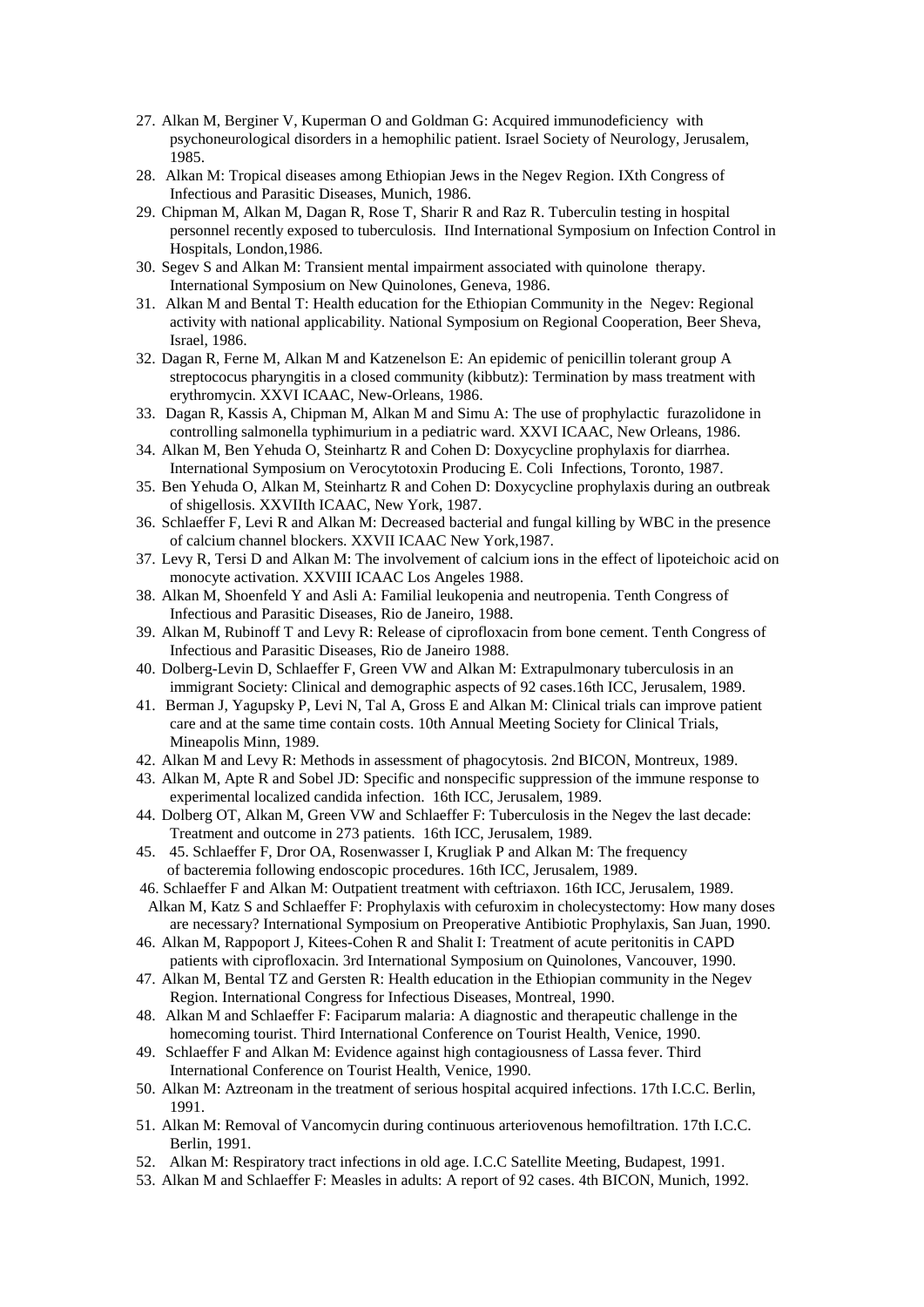27. Alkan M, Berginer V, Kuperman O and Goldman G: Acquired immunodeficiency with psychoneurological disorders in a hemophilic patient. Israel Society of Neurology, Jerusalem, 1985.
28. Alkan M: Tropical diseases among Ethiopian Jews in the Negev Region. IXth Congress of Infectious and Parasitic Diseases, Munich, 1986.
29. Chipman M, Alkan M, Dagan R, Rose T, Sharir R and Raz R. Tuberculin testing in hospital personnel recently exposed to tuberculosis. IInd International Symposium on Infection Control in Hospitals, London,1986.
30. Segev S and Alkan M: Transient mental impairment associated with quinolone therapy. International Symposium on New Quinolones, Geneva, 1986.
31. Alkan M and Bental T: Health education for the Ethiopian Community in the Negev: Regional activity with national applicability. National Symposium on Regional Cooperation, Beer Sheva, Israel, 1986.
32. Dagan R, Ferne M, Alkan M and Katzenelson E: An epidemic of penicillin tolerant group A streptococus pharyngitis in a closed community (kibbutz): Termination by mass treatment with erythromycin. XXVI ICAAC, New-Orleans, 1986.
33. Dagan R, Kassis A, Chipman M, Alkan M and Simu A: The use of prophylactic furazolidone in controlling salmonella typhimurium in a pediatric ward. XXVI ICAAC, New Orleans, 1986.
34. Alkan M, Ben Yehuda O, Steinhartz R and Cohen D: Doxycycline prophylaxis for diarrhea. International Symposium on Verocytotoxin Producing E. Coli Infections, Toronto, 1987.
35. Ben Yehuda O, Alkan M, Steinhartz R and Cohen D: Doxycycline prophylaxis during an outbreak of shigellosis. XXVIIth ICAAC, New York, 1987.
36. Schlaeffer F, Levi R and Alkan M: Decreased bacterial and fungal killing by WBC in the presence of calcium channel blockers. XXVII ICAAC New York,1987.
37. Levy R, Tersi D and Alkan M: The involvement of calcium ions in the effect of lipoteichoic acid on monocyte activation. XXVIII ICAAC Los Angeles 1988.
38. Alkan M, Shoenfeld Y and Asli A: Familial leukopenia and neutropenia. Tenth Congress of Infectious and Parasitic Diseases, Rio de Janeiro, 1988.
39. Alkan M, Rubinoff T and Levy R: Release of ciprofloxacin from bone cement. Tenth Congress of Infectious and Parasitic Diseases, Rio de Janeiro 1988.
40. Dolberg-Levin D, Schlaeffer F, Green VW and Alkan M: Extrapulmonary tuberculosis in an immigrant Society: Clinical and demographic aspects of 92 cases.16th ICC, Jerusalem, 1989.
41. Berman J, Yagupsky P, Levi N, Tal A, Gross E and Alkan M: Clinical trials can improve patient care and at the same time contain costs. 10th Annual Meeting Society for Clinical Trials, Mineapolis Minn, 1989.
42. Alkan M and Levy R: Methods in assessment of phagocytosis. 2nd BICON, Montreux, 1989.
43. Alkan M, Apte R and Sobel JD: Specific and nonspecific suppression of the immune response to experimental localized candida infection. 16th ICC, Jerusalem, 1989.
44. Dolberg OT, Alkan M, Green VW and Schlaeffer F: Tuberculosis in the Negev the last decade: Treatment and outcome in 273 patients. 16th ICC, Jerusalem, 1989.
45. 45. Schlaeffer F, Dror OA, Rosenwasser I, Krugliak P and Alkan M: The frequency of bacteremia following endoscopic procedures. 16th ICC, Jerusalem, 1989.
46. Schlaeffer F and Alkan M: Outpatient treatment with ceftriaxon. 16th ICC, Jerusalem, 1989.
   Alkan M, Katz S and Schlaeffer F: Prophylaxis with cefuroxim in cholecystectomy: How many doses are necessary? International Symposium on Preoperative Antibiotic Prophylaxis, San Juan, 1990.
46. Alkan M, Rappoport J, Kitees-Cohen R and Shalit I: Treatment of acute peritonitis in CAPD patients with ciprofloxacin. 3rd International Symposium on Quinolones, Vancouver, 1990.
47. Alkan M, Bental TZ and Gersten R: Health education in the Ethiopian community in the Negev Region. International Congress for Infectious Diseases, Montreal, 1990.
48. Alkan M and Schlaeffer F: Faciparum malaria: A diagnostic and therapeutic challenge in the homecoming tourist. Third International Conference on Tourist Health, Venice, 1990.
49. Schlaeffer F and Alkan M: Evidence against high contagiousness of Lassa fever. Third International Conference on Tourist Health, Venice, 1990.
50. Alkan M: Aztreonam in the treatment of serious hospital acquired infections. 17th I.C.C. Berlin, 1991.
51. Alkan M: Removal of Vancomycin during continuous arteriovenous hemofiltration. 17th I.C.C. Berlin, 1991.
52. Alkan M: Respiratory tract infections in old age. I.C.C Satellite Meeting, Budapest, 1991.
53. Alkan M and Schlaeffer F: Measles in adults: A report of 92 cases. 4th BICON, Munich, 1992.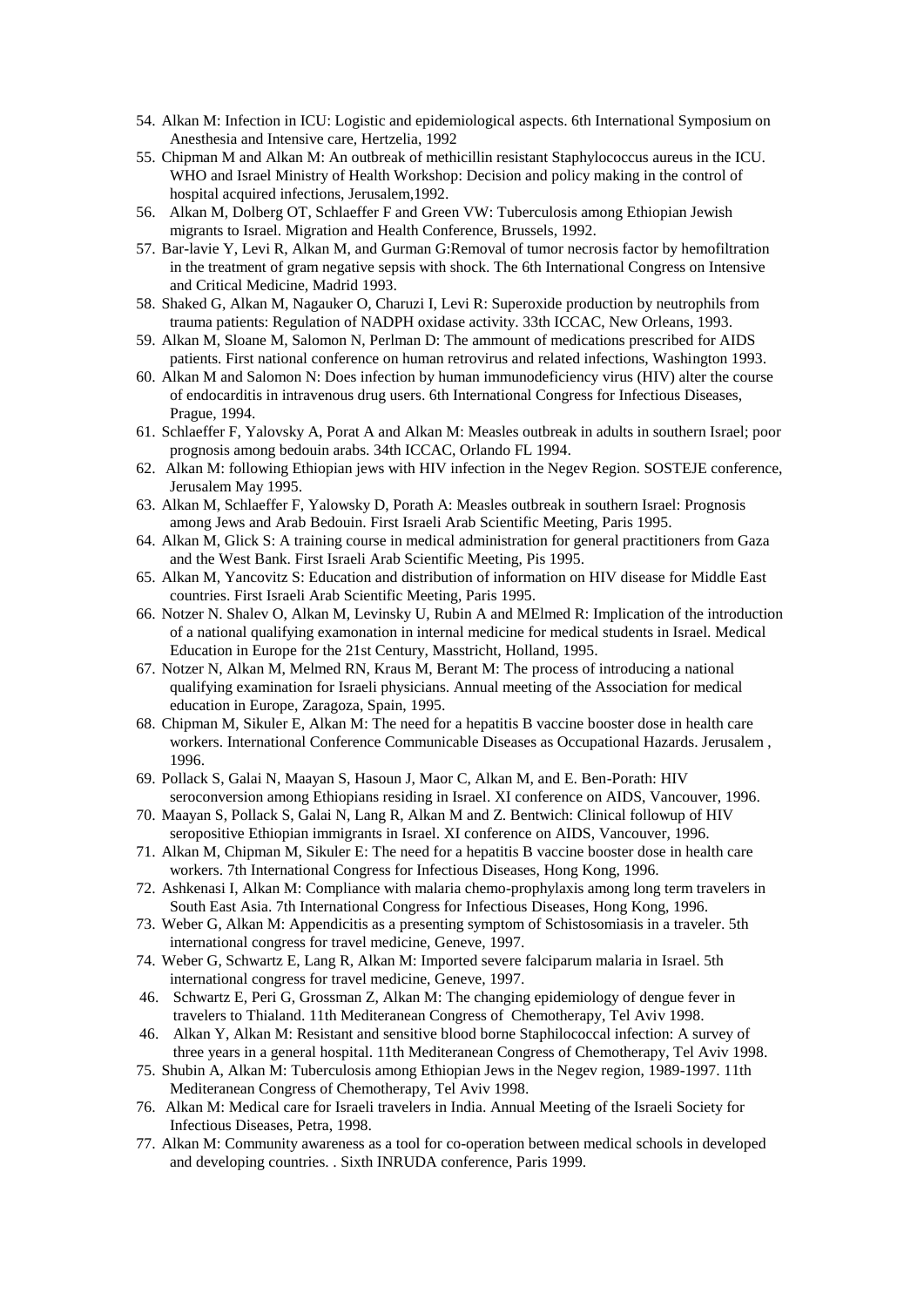54. Alkan M: Infection in ICU: Logistic and epidemiological aspects. 6th International Symposium on Anesthesia and Intensive care, Hertzelia, 1992
55. Chipman M and Alkan M: An outbreak of methicillin resistant Staphylococcus aureus in the ICU. WHO and Israel Ministry of Health Workshop: Decision and policy making in the control of hospital acquired infections, Jerusalem,1992.
56. Alkan M, Dolberg OT, Schlaeffer F and Green VW: Tuberculosis among Ethiopian Jewish migrants to Israel. Migration and Health Conference, Brussels, 1992.
57. Bar-lavie Y, Levi R, Alkan M, and Gurman G:Removal of tumor necrosis factor by hemofiltration in the treatment of gram negative sepsis with shock. The 6th International Congress on Intensive and Critical Medicine, Madrid 1993.
58. Shaked G, Alkan M, Nagauker O, Charuzi I, Levi R: Superoxide production by neutrophils from trauma patients: Regulation of NADPH oxidase activity. 33th ICCAC, New Orleans, 1993.
59. Alkan M, Sloane M, Salomon N, Perlman D: The ammount of medications prescribed for AIDS patients. First national conference on human retrovirus and related infections, Washington 1993.
60. Alkan M and Salomon N: Does infection by human immunodeficiency virus (HIV) alter the course of endocarditis in intravenous drug users. 6th International Congress for Infectious Diseases, Prague, 1994.
61. Schlaeffer F, Yalovsky A, Porat A and Alkan M: Measles outbreak in adults in southern Israel; poor prognosis among bedouin arabs. 34th ICCAC, Orlando FL 1994.
62. Alkan M: following Ethiopian jews with HIV infection in the Negev Region. SOSTEJE conference, Jerusalem May 1995.
63. Alkan M, Schlaeffer F, Yalowsky D, Porath A: Measles outbreak in southern Israel: Prognosis among Jews and Arab Bedouin. First Israeli Arab Scientific Meeting, Paris 1995.
64. Alkan M, Glick S: A training course in medical administration for general practitioners from Gaza and the West Bank. First Israeli Arab Scientific Meeting, Pis 1995.
65. Alkan M, Yancovitz S: Education and distribution of information on HIV disease for Middle East countries. First Israeli Arab Scientific Meeting, Paris 1995.
66. Notzer N. Shalev O, Alkan M, Levinsky U, Rubin A and MElmed R: Implication of the introduction of a national qualifying examonation in internal medicine for medical students in Israel. Medical Education in Europe for the 21st Century, Masstricht, Holland, 1995.
67. Notzer N, Alkan M, Melmed RN, Kraus M, Berant M: The process of introducing a national qualifying examination for Israeli physicians. Annual meeting of the Association for medical education in Europe, Zaragoza, Spain, 1995.
68. Chipman M, Sikuler E, Alkan M: The need for a hepatitis B vaccine booster dose in health care workers. International Conference Communicable Diseases as Occupational Hazards. Jerusalem , 1996.
69. Pollack S, Galai N, Maayan S, Hasoun J, Maor C, Alkan M, and E. Ben-Porath: HIV seroconversion among Ethiopians residing in Israel. XI conference on AIDS, Vancouver, 1996.
70. Maayan S, Pollack S, Galai N, Lang R, Alkan M and Z. Bentwich: Clinical followup of HIV seropositive Ethiopian immigrants in Israel. XI conference on AIDS, Vancouver, 1996.
71. Alkan M, Chipman M, Sikuler E: The need for a hepatitis B vaccine booster dose in health care workers. 7th International Congress for Infectious Diseases, Hong Kong, 1996.
72. Ashkenasi I, Alkan M: Compliance with malaria chemo-prophylaxis among long term travelers in South East Asia. 7th International Congress for Infectious Diseases, Hong Kong, 1996.
73. Weber G, Alkan M: Appendicitis as a presenting symptom of Schistosomiasis in a traveler. 5th international congress for travel medicine, Geneve, 1997.
74. Weber G, Schwartz E, Lang R, Alkan M: Imported severe falciparum malaria in Israel. 5th international congress for travel medicine, Geneve, 1997.

46. Schwartz E, Peri G, Grossman Z, Alkan M: The changing epidemiology of dengue fever in travelers to Thialand. 11th Mediteranean Congress of Chemotherapy, Tel Aviv 1998.
46. Alkan Y, Alkan M: Resistant and sensitive blood borne Staphilococcal infection: A survey of three years in a general hospital. 11th Mediteranean Congress of Chemotherapy, Tel Aviv 1998.

75. Shubin A, Alkan M: Tuberculosis among Ethiopian Jews in the Negev region, 1989-1997. 11th Mediteranean Congress of Chemotherapy, Tel Aviv 1998.
76. Alkan M: Medical care for Israeli travelers in India. Annual Meeting of the Israeli Society for Infectious Diseases, Petra, 1998.
77. Alkan M: Community awareness as a tool for co-operation between medical schools in developed and developing countries. . Sixth INRUDA conference, Paris 1999.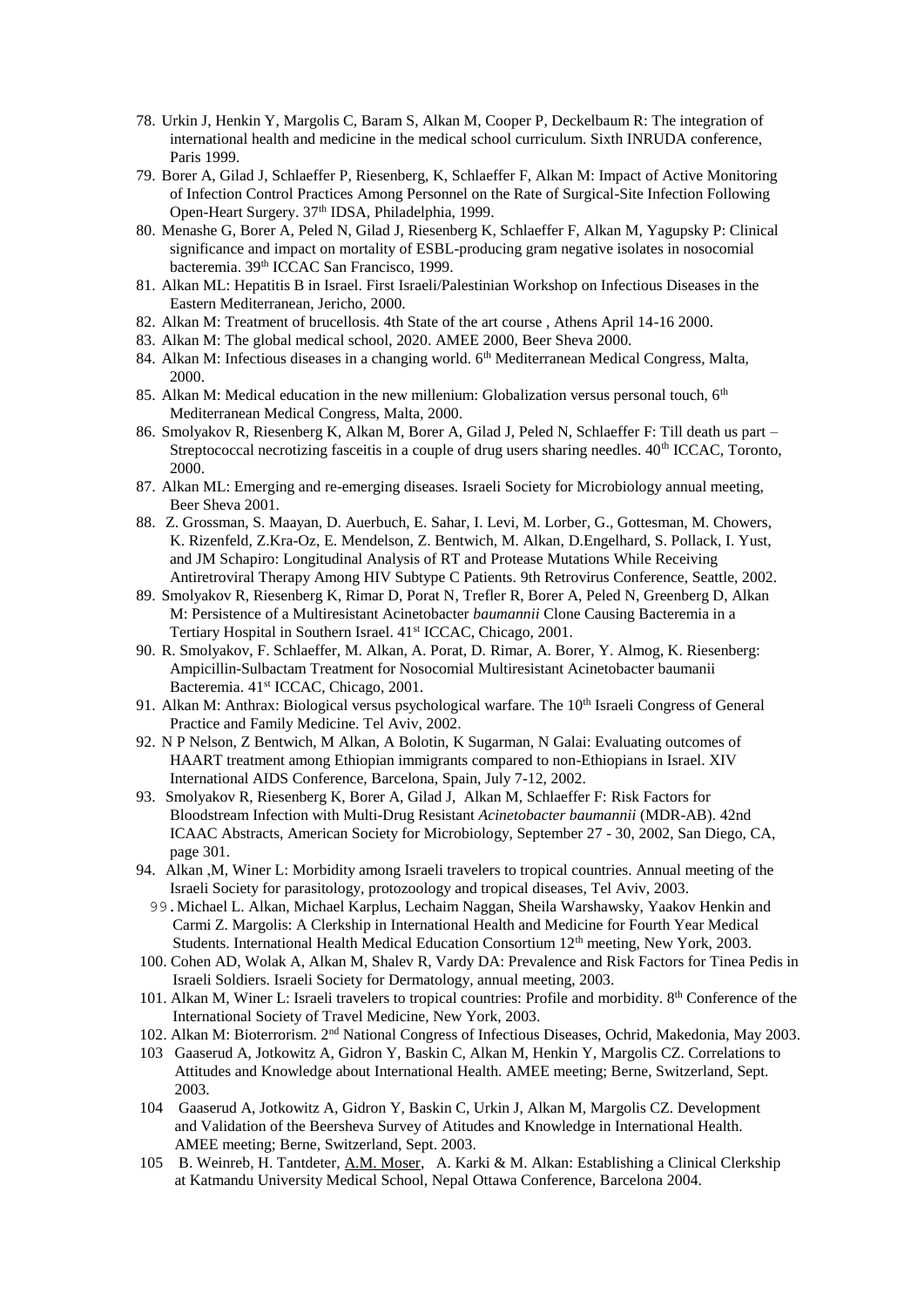78. Urkin J, Henkin Y, Margolis C, Baram S, Alkan M, Cooper P, Deckelbaum R: The integration of international health and medicine in the medical school curriculum. Sixth INRUDA conference, Paris 1999.
79. Borer A, Gilad J, Schlaeffer P, Riesenberg, K, Schlaeffer F, Alkan M: Impact of Active Monitoring of Infection Control Practices Among Personnel on the Rate of Surgical-Site Infection Following Open-Heart Surgery. 37th IDSA, Philadelphia, 1999.
80. Menashe G, Borer A, Peled N, Gilad J, Riesenberg K, Schlaeffer F, Alkan M, Yagupsky P: Clinical significance and impact on mortality of ESBL-producing gram negative isolates in nosocomial bacteremia. 39th ICCAC San Francisco, 1999.
81. Alkan ML: Hepatitis B in Israel. First Israeli/Palestinian Workshop on Infectious Diseases in the Eastern Mediterranean, Jericho, 2000.
82. Alkan M: Treatment of brucellosis. 4th State of the art course , Athens April 14-16 2000.
83. Alkan M: The global medical school, 2020. AMEE 2000, Beer Sheva 2000.
84. Alkan M: Infectious diseases in a changing world. 6th Mediterranean Medical Congress, Malta, 2000.
85. Alkan M: Medical education in the new millenium: Globalization versus personal touch, 6th Mediterranean Medical Congress, Malta, 2000.
86. Smolyakov R, Riesenberg K, Alkan M, Borer A, Gilad J, Peled N, Schlaeffer F: Till death us part – Streptococcal necrotizing fasceitis in a couple of drug users sharing needles. 40th ICCAC, Toronto, 2000.
87. Alkan ML: Emerging and re-emerging diseases. Israeli Society for Microbiology annual meeting, Beer Sheva 2001.
88. Z. Grossman, S. Maayan, D. Auerbuch, E. Sahar, I. Levi, M. Lorber, G., Gottesman, M. Chowers, K. Rizenfeld, Z.Kra-Oz, E. Mendelson, Z. Bentwich, M. Alkan, D.Engelhard, S. Pollack, I. Yust, and JM Schapiro: Longitudinal Analysis of RT and Protease Mutations While Receiving Antiretroviral Therapy Among HIV Subtype C Patients. 9th Retrovirus Conference, Seattle, 2002.
89. Smolyakov R, Riesenberg K, Rimar D, Porat N, Trefler R, Borer A, Peled N, Greenberg D, Alkan M: Persistence of a Multiresistant Acinetobacter *baumannii* Clone Causing Bacteremia in a Tertiary Hospital in Southern Israel. 41st ICCAC, Chicago, 2001.
90. R. Smolyakov, F. Schlaeffer, M. Alkan, A. Porat, D. Rimar, A. Borer, Y. Almog, K. Riesenberg: Ampicillin-Sulbactam Treatment for Nosocomial Multiresistant Acinetobacter baumanii Bacteremia. 41st ICCAC, Chicago, 2001.
91. Alkan M: Anthrax: Biological versus psychological warfare. The 10th Israeli Congress of General Practice and Family Medicine. Tel Aviv, 2002.
92. N P Nelson, Z Bentwich, M Alkan, A Bolotin, K Sugarman, N Galai: Evaluating outcomes of HAART treatment among Ethiopian immigrants compared to non-Ethiopians in Israel. XIV International AIDS Conference, Barcelona, Spain, July 7-12, 2002.
93. Smolyakov R, Riesenberg K, Borer A, Gilad J, Alkan M, Schlaeffer F: Risk Factors for Bloodstream Infection with Multi-Drug Resistant *Acinetobacter baumannii* (MDR-AB). 42nd ICAAC Abstracts, American Society for Microbiology, September 27 - 30, 2002, San Diego, CA, page 301.
94. Alkan ,M, Winer L: Morbidity among Israeli travelers to tropical countries. Annual meeting of the Israeli Society for parasitology, protozoology and tropical diseases, Tel Aviv, 2003.
99. Michael L. Alkan, Michael Karplus, Lechaim Naggan, Sheila Warshawsky, Yaakov Henkin and Carmi Z. Margolis: A Clerkship in International Health and Medicine for Fourth Year Medical Students. International Health Medical Education Consortium 12th meeting, New York, 2003.
100. Cohen AD, Wolak A, Alkan M, Shalev R, Vardy DA: Prevalence and Risk Factors for Tinea Pedis in Israeli Soldiers. Israeli Society for Dermatology, annual meeting, 2003.
101. Alkan M, Winer L: Israeli travelers to tropical countries: Profile and morbidity. 8th Conference of the International Society of Travel Medicine, New York, 2003.
102. Alkan M: Bioterrorism. 2nd National Congress of Infectious Diseases, Ochrid, Makedonia, May 2003.
103 Gaaserud A, Jotkowitz A, Gidron Y, Baskin C, Alkan M, Henkin Y, Margolis CZ. Correlations to Attitudes and Knowledge about International Health. AMEE meeting; Berne, Switzerland, Sept. 2003.
104 Gaaserud A, Jotkowitz A, Gidron Y, Baskin C, Urkin J, Alkan M, Margolis CZ. Development and Validation of the Beersheva Survey of Atitudes and Knowledge in International Health. AMEE meeting; Berne, Switzerland, Sept. 2003.
105 B. Weinreb, H. Tantdeter, A.M. Moser, A. Karki & M. Alkan: Establishing a Clinical Clerkship at Katmandu University Medical School, Nepal Ottawa Conference, Barcelona 2004.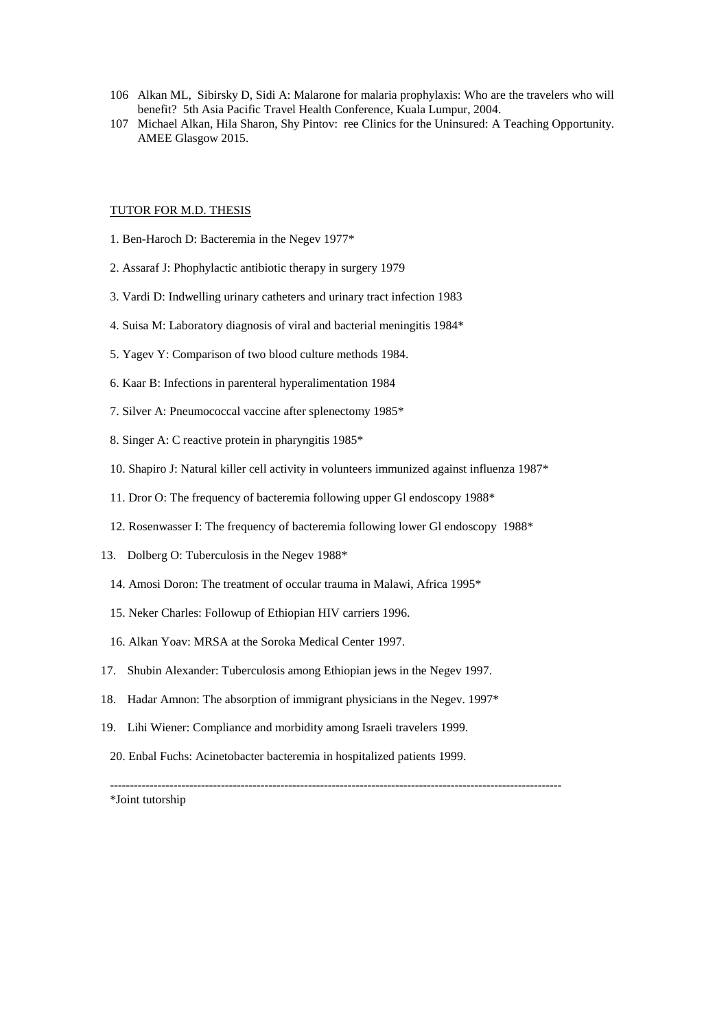106 Alkan ML, Sibirsky D, Sidi A: Malarone for malaria prophylaxis: Who are the travelers who will benefit? 5th Asia Pacific Travel Health Conference, Kuala Lumpur, 2004.

107 Michael Alkan, Hila Sharon, Shy Pintov: ree Clinics for the Uninsured: A Teaching Opportunity. AMEE Glasgow 2015.

<u>TUTOR FOR M.D. THESIS</u>

1. Ben-Haroch D: Bacteremia in the Negev 1977*
2. Assaraf J: Phophylactic antibiotic therapy in surgery 1979
3. Vardi D: Indwelling urinary catheters and urinary tract infection 1983
4. Suisa M: Laboratory diagnosis of viral and bacterial meningitis 1984*
5. Yagev Y: Comparison of two blood culture methods 1984.
6. Kaar B: Infections in parenteral hyperalimentation 1984
7. Silver A: Pneumococcal vaccine after splenectomy 1985*
8. Singer A: C reactive protein in pharyngitis 1985*
10. Shapiro J: Natural killer cell activity in volunteers immunized against influenza 1987*
11. Dror O: The frequency of bacteremia following upper Gl endoscopy 1988*
12. Rosenwasser I: The frequency of bacteremia following lower Gl endoscopy 1988*
13. Dolberg O: Tuberculosis in the Negev 1988*
14. Amosi Doron: The treatment of occular trauma in Malawi, Africa 1995*
15. Neker Charles: Followup of Ethiopian HIV carriers 1996.
16. Alkan Yoav: MRSA at the Soroka Medical Center 1997.
17. Shubin Alexander: Tuberculosis among Ethiopian jews in the Negev 1997.
18. Hadar Amnon: The absorption of immigrant physicians in the Negev. 1997*
19. Lihi Wiener: Compliance and morbidity among Israeli travelers 1999.
20. Enbal Fuchs: Acinetobacter bacteremia in hospitalized patients 1999.

---

*Joint tutorship